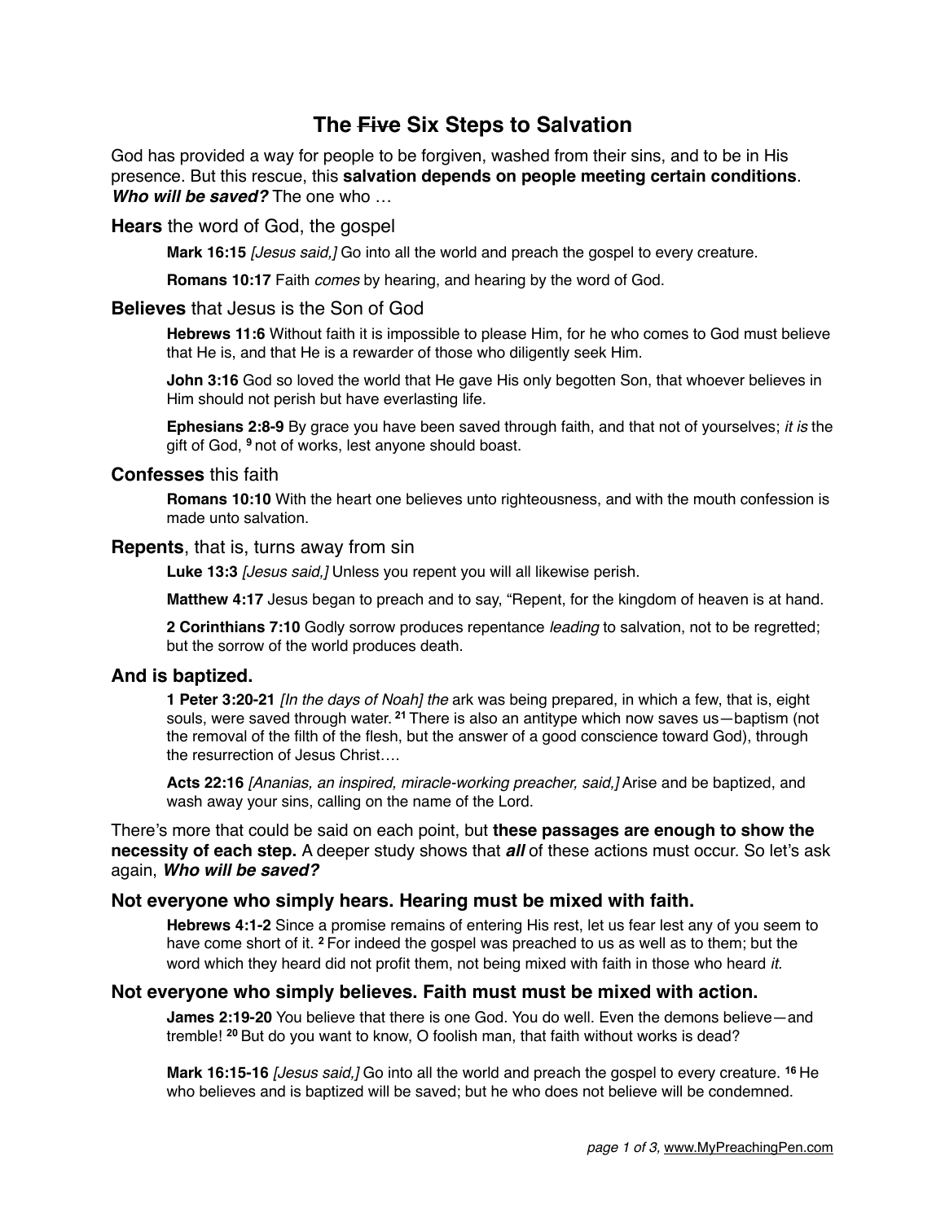# The ~~Five~~ Six Steps to Salvation

God has provided a way for people to be forgiven, washed from their sins, and to be in His presence. But this rescue, this **salvation depends on people meeting certain conditions**. ***Who will be saved?*** The one who …

### **Hears** the word of God, the gospel

> **Mark 16:15** *[Jesus said,]* Go into all the world and preach the gospel to every creature.
>
> **Romans 10:17** Faith *comes* by hearing, and hearing by the word of God.

### **Believes** that Jesus is the Son of God

> **Hebrews 11:6** Without faith it is impossible to please Him, for he who comes to God must believe that He is, and that He is a rewarder of those who diligently seek Him.
>
> **John 3:16** God so loved the world that He gave His only begotten Son, that whoever believes in Him should not perish but have everlasting life.
>
> **Ephesians 2:8-9** By grace you have been saved through faith, and that not of yourselves; *it is* the gift of God, [9] not of works, lest anyone should boast.

### **Confesses** this faith

> **Romans 10:10** With the heart one believes unto righteousness, and with the mouth confession is made unto salvation.

### **Repents**, that is, turns away from sin

> **Luke 13:3** *[Jesus said,]* Unless you repent you will all likewise perish.
>
> **Matthew 4:17** Jesus began to preach and to say, "Repent, for the kingdom of heaven is at hand.
>
> **2 Corinthians 7:10** Godly sorrow produces repentance *leading* to salvation, not to be regretted; but the sorrow of the world produces death.

### **And is baptized.**

> **1 Peter 3:20-21** *[In the days of Noah] the* ark was being prepared, in which a few, that is, eight souls, were saved through water. [21] There is also an antitype which now saves us—baptism (not the removal of the filth of the flesh, but the answer of a good conscience toward God), through the resurrection of Jesus Christ….
>
> **Acts 22:16** *[Ananias, an inspired, miracle-working preacher, said,]* Arise and be baptized, and wash away your sins, calling on the name of the Lord.

There's more that could be said on each point, but **these passages are enough to show the necessity of each step.** A deeper study shows that ***all*** of these actions must occur. So let's ask again, ***Who will be saved?***

### **Not everyone who simply hears. Hearing must be mixed with faith.**

> **Hebrews 4:1-2** Since a promise remains of entering His rest, let us fear lest any of you seem to have come short of it. [2] For indeed the gospel was preached to us as well as to them; but the word which they heard did not profit them, not being mixed with faith in those who heard *it.*

### **Not everyone who simply believes. Faith must must be mixed with action.**

> **James 2:19-20** You believe that there is one God. You do well. Even the demons believe—and tremble! [20] But do you want to know, O foolish man, that faith without works is dead?
>
> **Mark 16:15-16** *[Jesus said,]* Go into all the world and preach the gospel to every creature. [16] He who believes and is baptized will be saved; but he who does not believe will be condemned.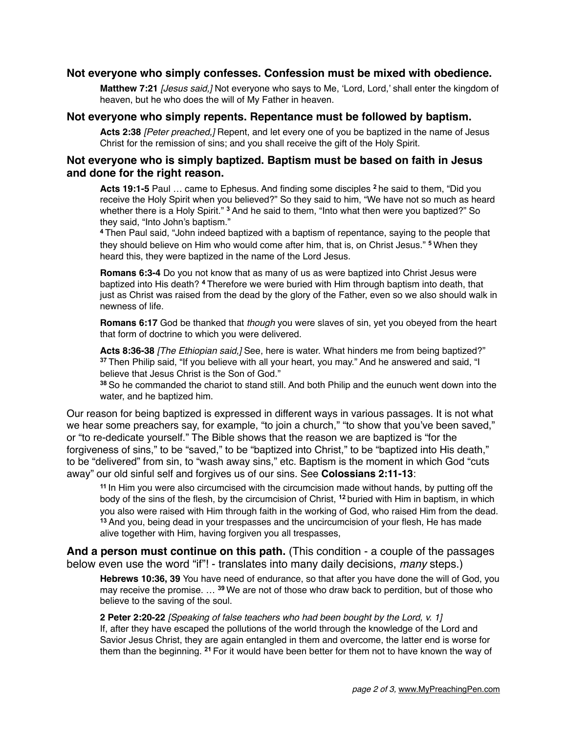**Not everyone who simply confesses. Confession must be mixed with obedience.**

> **Matthew 7:21** *[Jesus said,]* Not everyone who says to Me, 'Lord, Lord,' shall enter the kingdom of heaven, but he who does the will of My Father in heaven.

**Not everyone who simply repents. Repentance must be followed by baptism.**

> **Acts 2:38** *[Peter preached,]* Repent, and let every one of you be baptized in the name of Jesus Christ for the remission of sins; and you shall receive the gift of the Holy Spirit.

**Not everyone who is simply baptized. Baptism must be based on faith in Jesus and done for the right reason.**

> **Acts 19:1-5** Paul … came to Ephesus. And finding some disciples [2] he said to them, "Did you receive the Holy Spirit when you believed?" So they said to him, "We have not so much as heard whether there is a Holy Spirit." [3] And he said to them, "Into what then were you baptized?" So they said, "Into John's baptism."
> [4] Then Paul said, "John indeed baptized with a baptism of repentance, saying to the people that they should believe on Him who would come after him, that is, on Christ Jesus." [5] When they heard this, they were baptized in the name of the Lord Jesus.
>
> **Romans 6:3-4** Do you not know that as many of us as were baptized into Christ Jesus were baptized into His death? [4] Therefore we were buried with Him through baptism into death, that just as Christ was raised from the dead by the glory of the Father, even so we also should walk in newness of life.
>
> **Romans 6:17** God be thanked that *though* you were slaves of sin, yet you obeyed from the heart that form of doctrine to which you were delivered.
>
> **Acts 8:36-38** *[The Ethiopian said,]* See, here is water. What hinders me from being baptized?" [37] Then Philip said, "If you believe with all your heart, you may." And he answered and said, "I believe that Jesus Christ is the Son of God."
> [38] So he commanded the chariot to stand still. And both Philip and the eunuch went down into the water, and he baptized him.

Our reason for being baptized is expressed in different ways in various passages. It is not what we hear some preachers say, for example, "to join a church," "to show that you've been saved," or "to re-dedicate yourself." The Bible shows that the reason we are baptized is "for the forgiveness of sins," to be "saved," to be "baptized into Christ," to be "baptized into His death," to be "delivered" from sin, to "wash away sins," etc. Baptism is the moment in which God "cuts away" our old sinful self and forgives us of our sins. See **Colossians 2:11-13**:

> [11] In Him you were also circumcised with the circumcision made without hands, by putting off the body of the sins of the flesh, by the circumcision of Christ, [12] buried with Him in baptism, in which you also were raised with Him through faith in the working of God, who raised Him from the dead. [13] And you, being dead in your trespasses and the uncircumcision of your flesh, He has made alive together with Him, having forgiven you all trespasses,

**And a person must continue on this path.** (This condition - a couple of the passages below even use the word "if"! - translates into many daily decisions, *many* steps.)

> **Hebrews 10:36, 39** You have need of endurance, so that after you have done the will of God, you may receive the promise. … [39] We are not of those who draw back to perdition, but of those who believe to the saving of the soul.
>
> **2 Peter 2:20-22** *[Speaking of false teachers who had been bought by the Lord, v. 1]*
> If, after they have escaped the pollutions of the world through the knowledge of the Lord and Savior Jesus Christ, they are again entangled in them and overcome, the latter end is worse for them than the beginning. [21] For it would have been better for them not to have known the way of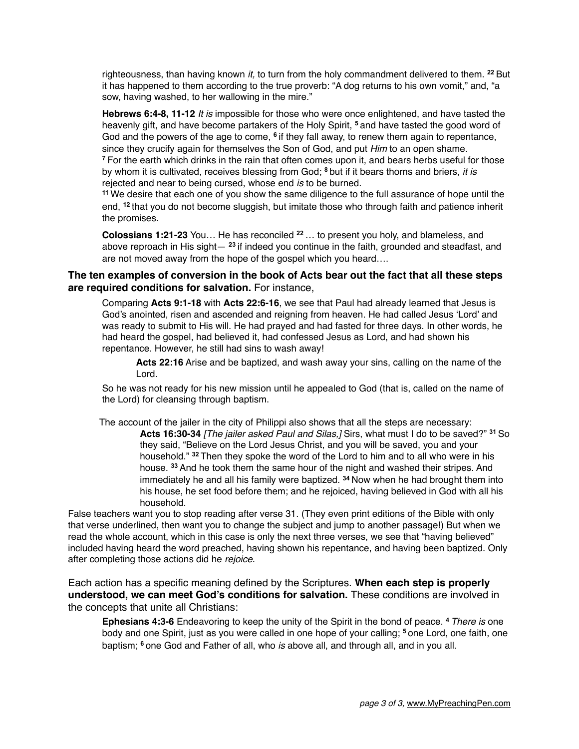righteousness, than having known *it,* to turn from the holy commandment delivered to them. [22] But it has happened to them according to the true proverb: "A dog returns to his own vomit," and, "a sow, having washed, to her wallowing in the mire."

**Hebrews 6:4-8, 11-12** *It is* impossible for those who were once enlightened, and have tasted the heavenly gift, and have become partakers of the Holy Spirit, [5] and have tasted the good word of God and the powers of the age to come, [6] if they fall away, to renew them again to repentance, since they crucify again for themselves the Son of God, and put *Him* to an open shame.
[7] For the earth which drinks in the rain that often comes upon it, and bears herbs useful for those by whom it is cultivated, receives blessing from God; [8] but if it bears thorns and briers, *it is* rejected and near to being cursed, whose end *is* to be burned.
[11] We desire that each one of you show the same diligence to the full assurance of hope until the end, [12] that you do not become sluggish, but imitate those who through faith and patience inherit the promises.

**Colossians 1:21-23** You… He has reconciled [22] … to present you holy, and blameless, and above reproach in His sight— [23] if indeed you continue in the faith, grounded and steadfast, and are not moved away from the hope of the gospel which you heard….

**The ten examples of conversion in the book of Acts bear out the fact that all these steps are required conditions for salvation.** For instance,

Comparing **Acts 9:1-18** with **Acts 22:6-16**, we see that Paul had already learned that Jesus is God's anointed, risen and ascended and reigning from heaven. He had called Jesus 'Lord' and was ready to submit to His will. He had prayed and had fasted for three days. In other words, he had heard the gospel, had believed it, had confessed Jesus as Lord, and had shown his repentance. However, he still had sins to wash away!

**Acts 22:16** Arise and be baptized, and wash away your sins, calling on the name of the Lord.

So he was not ready for his new mission until he appealed to God (that is, called on the name of the Lord) for cleansing through baptism.

The account of the jailer in the city of Philippi also shows that all the steps are necessary:

**Acts 16:30-34** *[The jailer asked Paul and Silas,]* Sirs, what must I do to be saved?" [31] So they said, "Believe on the Lord Jesus Christ, and you will be saved, you and your household." [32] Then they spoke the word of the Lord to him and to all who were in his house. [33] And he took them the same hour of the night and washed their stripes. And immediately he and all his family were baptized. [34] Now when he had brought them into his house, he set food before them; and he rejoiced, having believed in God with all his household.

False teachers want you to stop reading after verse 31. (They even print editions of the Bible with only that verse underlined, then want you to change the subject and jump to another passage!) But when we read the whole account, which in this case is only the next three verses, we see that "having believed" included having heard the word preached, having shown his repentance, and having been baptized. Only after completing those actions did he *rejoice*.

Each action has a specific meaning defined by the Scriptures. **When each step is properly understood, we can meet God's conditions for salvation.** These conditions are involved in the concepts that unite all Christians:

**Ephesians 4:3-6** Endeavoring to keep the unity of the Spirit in the bond of peace. [4] *There is* one body and one Spirit, just as you were called in one hope of your calling; [5] one Lord, one faith, one baptism; [6] one God and Father of all, who *is* above all, and through all, and in you all.